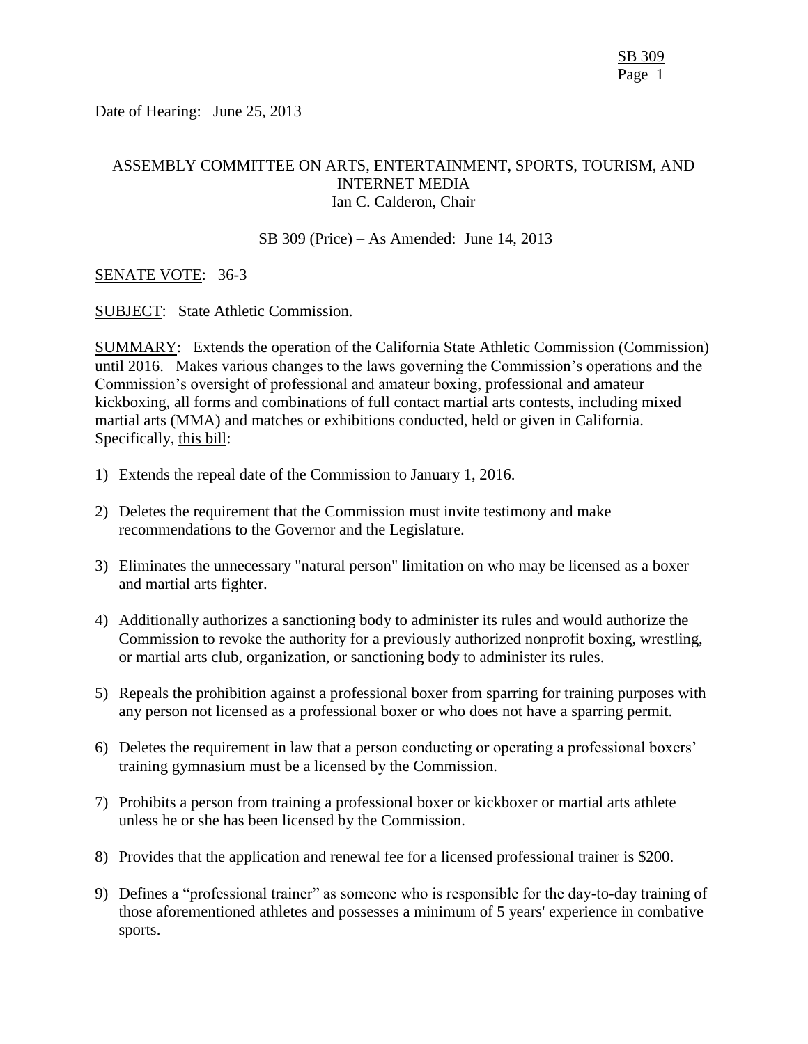Date of Hearing: June 25, 2013

ASSEMBLY COMMITTEE ON ARTS, ENTERTAINMENT, SPORTS, TOURISM, AND INTERNET MEDIA
Ian C. Calderon, Chair

SB 309 (Price) – As Amended: June 14, 2013

SENATE VOTE: 36-3

SUBJECT: State Athletic Commission.

SUMMARY: Extends the operation of the California State Athletic Commission (Commission) until 2016. Makes various changes to the laws governing the Commission's operations and the Commission's oversight of professional and amateur boxing, professional and amateur kickboxing, all forms and combinations of full contact martial arts contests, including mixed martial arts (MMA) and matches or exhibitions conducted, held or given in California. Specifically, this bill:

1) Extends the repeal date of the Commission to January 1, 2016.

2) Deletes the requirement that the Commission must invite testimony and make recommendations to the Governor and the Legislature.

3) Eliminates the unnecessary "natural person" limitation on who may be licensed as a boxer and martial arts fighter.

4) Additionally authorizes a sanctioning body to administer its rules and would authorize the Commission to revoke the authority for a previously authorized nonprofit boxing, wrestling, or martial arts club, organization, or sanctioning body to administer its rules.

5) Repeals the prohibition against a professional boxer from sparring for training purposes with any person not licensed as a professional boxer or who does not have a sparring permit.

6) Deletes the requirement in law that a person conducting or operating a professional boxers' training gymnasium must be a licensed by the Commission.

7) Prohibits a person from training a professional boxer or kickboxer or martial arts athlete unless he or she has been licensed by the Commission.

8) Provides that the application and renewal fee for a licensed professional trainer is $200.

9) Defines a "professional trainer" as someone who is responsible for the day-to-day training of those aforementioned athletes and possesses a minimum of 5 years' experience in combative sports.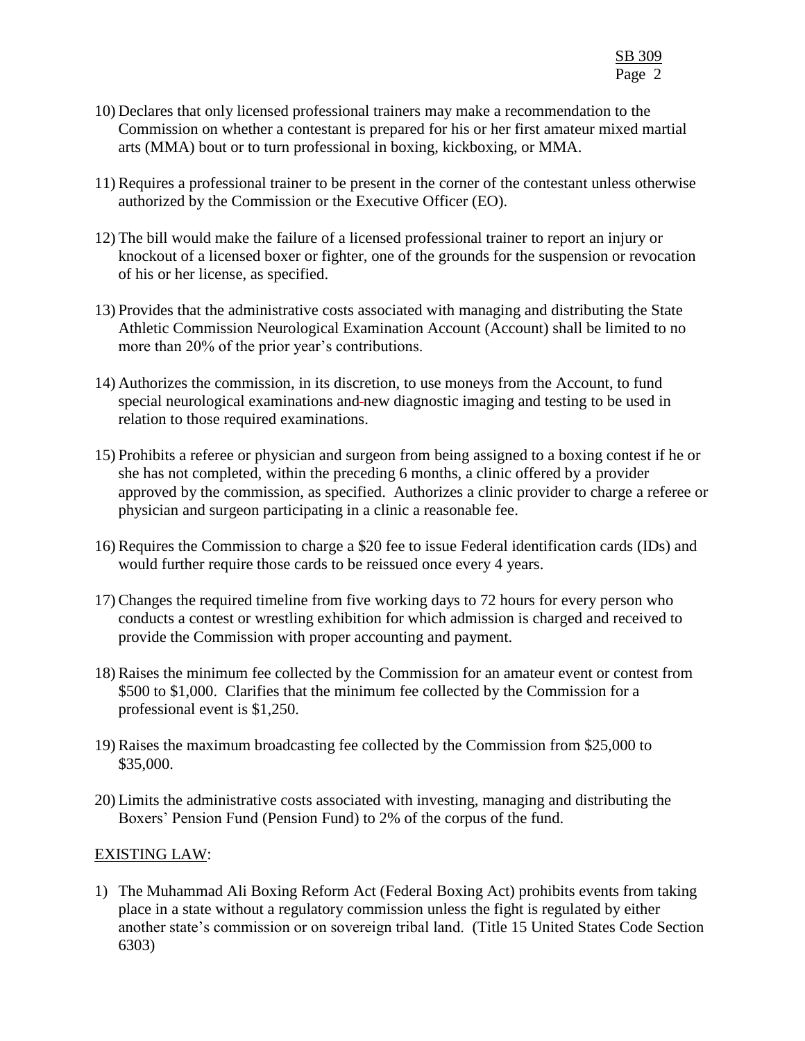10) Declares that only licensed professional trainers may make a recommendation to the Commission on whether a contestant is prepared for his or her first amateur mixed martial arts (MMA) bout or to turn professional in boxing, kickboxing, or MMA.

11) Requires a professional trainer to be present in the corner of the contestant unless otherwise authorized by the Commission or the Executive Officer (EO).

12) The bill would make the failure of a licensed professional trainer to report an injury or knockout of a licensed boxer or fighter, one of the grounds for the suspension or revocation of his or her license, as specified.

13) Provides that the administrative costs associated with managing and distributing the State Athletic Commission Neurological Examination Account (Account) shall be limited to no more than 20% of the prior year's contributions.

14) Authorizes the commission, in its discretion, to use moneys from the Account, to fund special neurological examinations and new diagnostic imaging and testing to be used in relation to those required examinations.

15) Prohibits a referee or physician and surgeon from being assigned to a boxing contest if he or she has not completed, within the preceding 6 months, a clinic offered by a provider approved by the commission, as specified. Authorizes a clinic provider to charge a referee or physician and surgeon participating in a clinic a reasonable fee.

16) Requires the Commission to charge a $20 fee to issue Federal identification cards (IDs) and would further require those cards to be reissued once every 4 years.

17) Changes the required timeline from five working days to 72 hours for every person who conducts a contest or wrestling exhibition for which admission is charged and received to provide the Commission with proper accounting and payment.

18) Raises the minimum fee collected by the Commission for an amateur event or contest from $500 to $1,000. Clarifies that the minimum fee collected by the Commission for a professional event is $1,250.

19) Raises the maximum broadcasting fee collected by the Commission from $25,000 to $35,000.

20) Limits the administrative costs associated with investing, managing and distributing the Boxers' Pension Fund (Pension Fund) to 2% of the corpus of the fund.

EXISTING LAW:

1) The Muhammad Ali Boxing Reform Act (Federal Boxing Act) prohibits events from taking place in a state without a regulatory commission unless the fight is regulated by either another state's commission or on sovereign tribal land. (Title 15 United States Code Section 6303)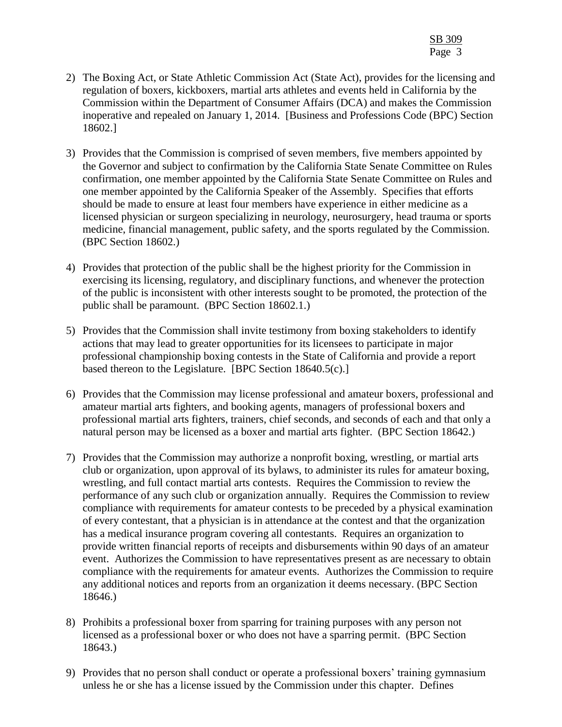2) The Boxing Act, or State Athletic Commission Act (State Act), provides for the licensing and regulation of boxers, kickboxers, martial arts athletes and events held in California by the Commission within the Department of Consumer Affairs (DCA) and makes the Commission inoperative and repealed on January 1, 2014. [Business and Professions Code (BPC) Section 18602.]

3) Provides that the Commission is comprised of seven members, five members appointed by the Governor and subject to confirmation by the California State Senate Committee on Rules confirmation, one member appointed by the California State Senate Committee on Rules and one member appointed by the California Speaker of the Assembly. Specifies that efforts should be made to ensure at least four members have experience in either medicine as a licensed physician or surgeon specializing in neurology, neurosurgery, head trauma or sports medicine, financial management, public safety, and the sports regulated by the Commission. (BPC Section 18602.)

4) Provides that protection of the public shall be the highest priority for the Commission in exercising its licensing, regulatory, and disciplinary functions, and whenever the protection of the public is inconsistent with other interests sought to be promoted, the protection of the public shall be paramount. (BPC Section 18602.1.)

5) Provides that the Commission shall invite testimony from boxing stakeholders to identify actions that may lead to greater opportunities for its licensees to participate in major professional championship boxing contests in the State of California and provide a report based thereon to the Legislature. [BPC Section 18640.5(c).]

6) Provides that the Commission may license professional and amateur boxers, professional and amateur martial arts fighters, and booking agents, managers of professional boxers and professional martial arts fighters, trainers, chief seconds, and seconds of each and that only a natural person may be licensed as a boxer and martial arts fighter. (BPC Section 18642.)

7) Provides that the Commission may authorize a nonprofit boxing, wrestling, or martial arts club or organization, upon approval of its bylaws, to administer its rules for amateur boxing, wrestling, and full contact martial arts contests. Requires the Commission to review the performance of any such club or organization annually. Requires the Commission to review compliance with requirements for amateur contests to be preceded by a physical examination of every contestant, that a physician is in attendance at the contest and that the organization has a medical insurance program covering all contestants. Requires an organization to provide written financial reports of receipts and disbursements within 90 days of an amateur event. Authorizes the Commission to have representatives present as are necessary to obtain compliance with the requirements for amateur events. Authorizes the Commission to require any additional notices and reports from an organization it deems necessary. (BPC Section 18646.)

8) Prohibits a professional boxer from sparring for training purposes with any person not licensed as a professional boxer or who does not have a sparring permit. (BPC Section 18643.)

9) Provides that no person shall conduct or operate a professional boxers' training gymnasium unless he or she has a license issued by the Commission under this chapter. Defines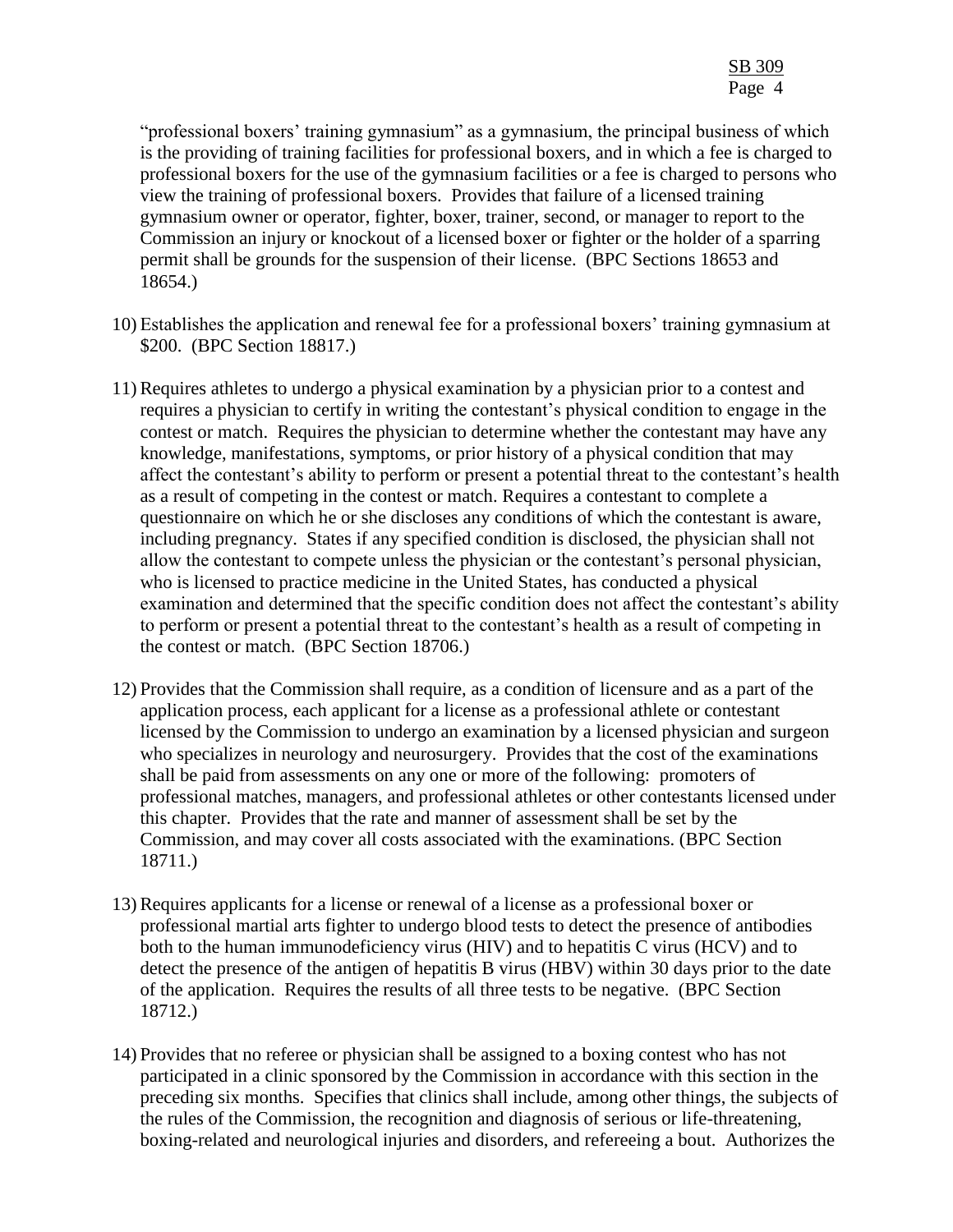"professional boxers' training gymnasium" as a gymnasium, the principal business of which is the providing of training facilities for professional boxers, and in which a fee is charged to professional boxers for the use of the gymnasium facilities or a fee is charged to persons who view the training of professional boxers. Provides that failure of a licensed training gymnasium owner or operator, fighter, boxer, trainer, second, or manager to report to the Commission an injury or knockout of a licensed boxer or fighter or the holder of a sparring permit shall be grounds for the suspension of their license. (BPC Sections 18653 and 18654.)

10) Establishes the application and renewal fee for a professional boxers' training gymnasium at $200. (BPC Section 18817.)

11) Requires athletes to undergo a physical examination by a physician prior to a contest and requires a physician to certify in writing the contestant's physical condition to engage in the contest or match. Requires the physician to determine whether the contestant may have any knowledge, manifestations, symptoms, or prior history of a physical condition that may affect the contestant's ability to perform or present a potential threat to the contestant's health as a result of competing in the contest or match. Requires a contestant to complete a questionnaire on which he or she discloses any conditions of which the contestant is aware, including pregnancy. States if any specified condition is disclosed, the physician shall not allow the contestant to compete unless the physician or the contestant's personal physician, who is licensed to practice medicine in the United States, has conducted a physical examination and determined that the specific condition does not affect the contestant's ability to perform or present a potential threat to the contestant's health as a result of competing in the contest or match. (BPC Section 18706.)

12) Provides that the Commission shall require, as a condition of licensure and as a part of the application process, each applicant for a license as a professional athlete or contestant licensed by the Commission to undergo an examination by a licensed physician and surgeon who specializes in neurology and neurosurgery. Provides that the cost of the examinations shall be paid from assessments on any one or more of the following: promoters of professional matches, managers, and professional athletes or other contestants licensed under this chapter. Provides that the rate and manner of assessment shall be set by the Commission, and may cover all costs associated with the examinations. (BPC Section 18711.)

13) Requires applicants for a license or renewal of a license as a professional boxer or professional martial arts fighter to undergo blood tests to detect the presence of antibodies both to the human immunodeficiency virus (HIV) and to hepatitis C virus (HCV) and to detect the presence of the antigen of hepatitis B virus (HBV) within 30 days prior to the date of the application. Requires the results of all three tests to be negative. (BPC Section 18712.)

14) Provides that no referee or physician shall be assigned to a boxing contest who has not participated in a clinic sponsored by the Commission in accordance with this section in the preceding six months. Specifies that clinics shall include, among other things, the subjects of the rules of the Commission, the recognition and diagnosis of serious or life-threatening, boxing-related and neurological injuries and disorders, and refereeing a bout. Authorizes the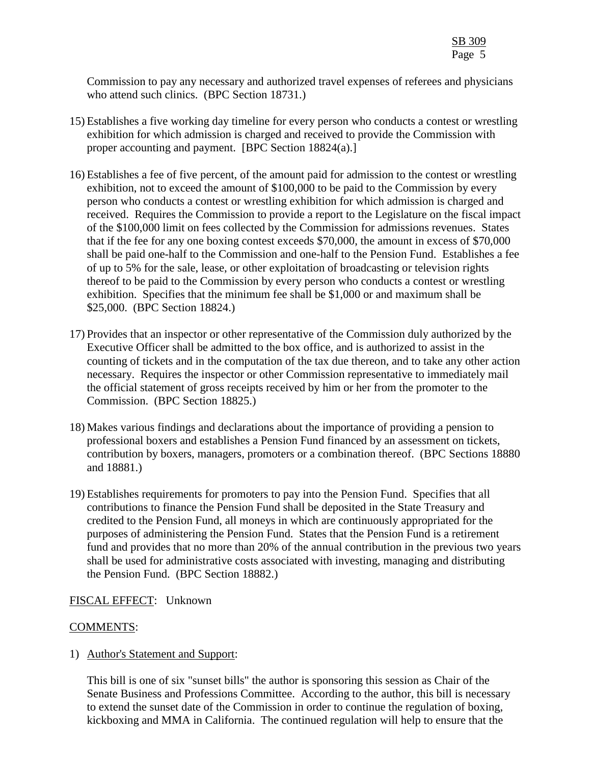Commission to pay any necessary and authorized travel expenses of referees and physicians who attend such clinics. (BPC Section 18731.)

15) Establishes a five working day timeline for every person who conducts a contest or wrestling exhibition for which admission is charged and received to provide the Commission with proper accounting and payment. [BPC Section 18824(a).]

16) Establishes a fee of five percent, of the amount paid for admission to the contest or wrestling exhibition, not to exceed the amount of $100,000 to be paid to the Commission by every person who conducts a contest or wrestling exhibition for which admission is charged and received. Requires the Commission to provide a report to the Legislature on the fiscal impact of the $100,000 limit on fees collected by the Commission for admissions revenues. States that if the fee for any one boxing contest exceeds $70,000, the amount in excess of $70,000 shall be paid one-half to the Commission and one-half to the Pension Fund. Establishes a fee of up to 5% for the sale, lease, or other exploitation of broadcasting or television rights thereof to be paid to the Commission by every person who conducts a contest or wrestling exhibition. Specifies that the minimum fee shall be $1,000 or and maximum shall be $25,000. (BPC Section 18824.)

17) Provides that an inspector or other representative of the Commission duly authorized by the Executive Officer shall be admitted to the box office, and is authorized to assist in the counting of tickets and in the computation of the tax due thereon, and to take any other action necessary. Requires the inspector or other Commission representative to immediately mail the official statement of gross receipts received by him or her from the promoter to the Commission. (BPC Section 18825.)

18) Makes various findings and declarations about the importance of providing a pension to professional boxers and establishes a Pension Fund financed by an assessment on tickets, contribution by boxers, managers, promoters or a combination thereof. (BPC Sections 18880 and 18881.)

19) Establishes requirements for promoters to pay into the Pension Fund. Specifies that all contributions to finance the Pension Fund shall be deposited in the State Treasury and credited to the Pension Fund, all moneys in which are continuously appropriated for the purposes of administering the Pension Fund. States that the Pension Fund is a retirement fund and provides that no more than 20% of the annual contribution in the previous two years shall be used for administrative costs associated with investing, managing and distributing the Pension Fund. (BPC Section 18882.)

FISCAL EFFECT: Unknown

COMMENTS:

1) Author's Statement and Support:

   This bill is one of six "sunset bills" the author is sponsoring this session as Chair of the Senate Business and Professions Committee. According to the author, this bill is necessary to extend the sunset date of the Commission in order to continue the regulation of boxing, kickboxing and MMA in California. The continued regulation will help to ensure that the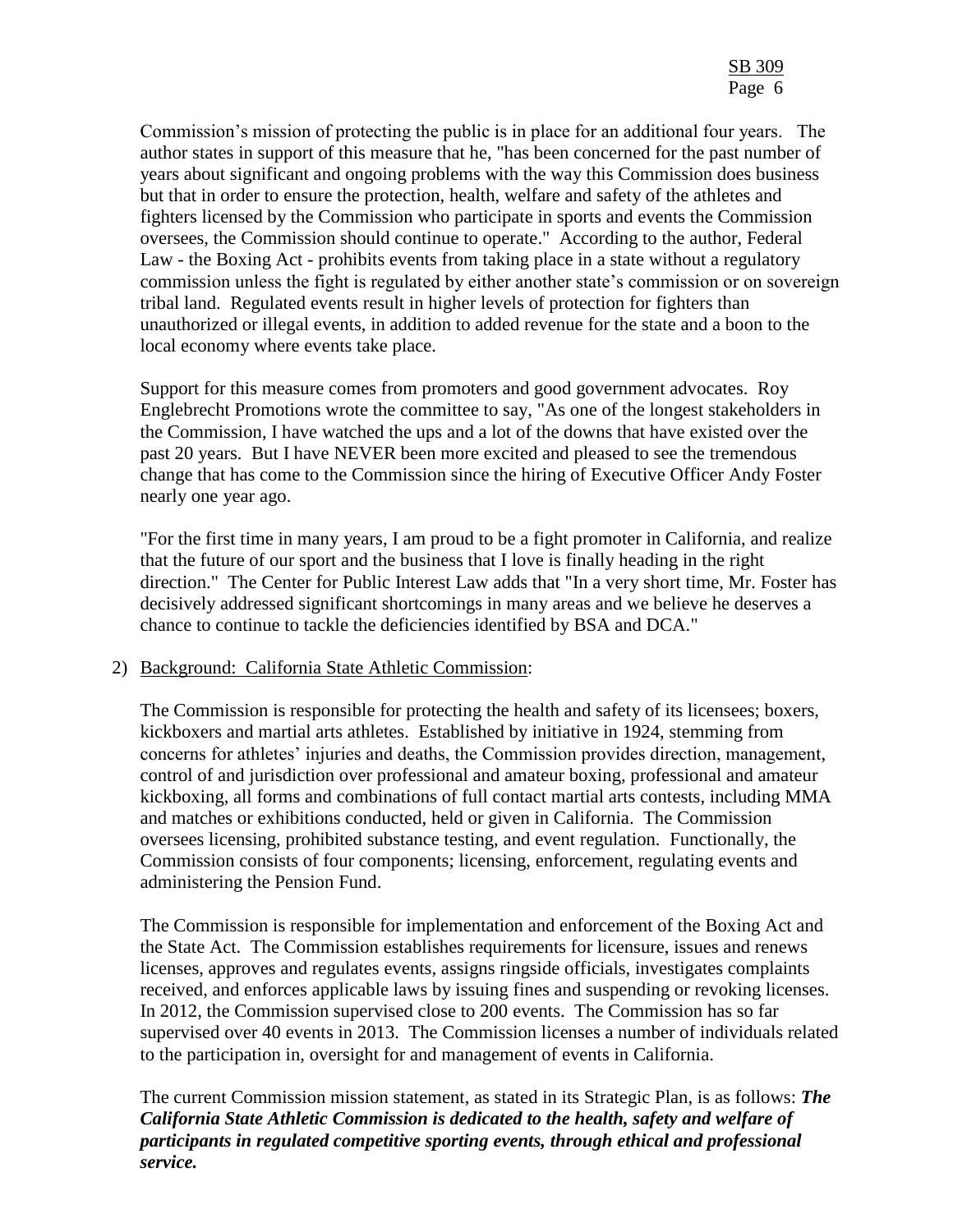Commission's mission of protecting the public is in place for an additional four years. The author states in support of this measure that he, "has been concerned for the past number of years about significant and ongoing problems with the way this Commission does business but that in order to ensure the protection, health, welfare and safety of the athletes and fighters licensed by the Commission who participate in sports and events the Commission oversees, the Commission should continue to operate." According to the author, Federal Law - the Boxing Act - prohibits events from taking place in a state without a regulatory commission unless the fight is regulated by either another state's commission or on sovereign tribal land. Regulated events result in higher levels of protection for fighters than unauthorized or illegal events, in addition to added revenue for the state and a boon to the local economy where events take place.

Support for this measure comes from promoters and good government advocates. Roy Englebrecht Promotions wrote the committee to say, "As one of the longest stakeholders in the Commission, I have watched the ups and a lot of the downs that have existed over the past 20 years. But I have NEVER been more excited and pleased to see the tremendous change that has come to the Commission since the hiring of Executive Officer Andy Foster nearly one year ago.

"For the first time in many years, I am proud to be a fight promoter in California, and realize that the future of our sport and the business that I love is finally heading in the right direction." The Center for Public Interest Law adds that "In a very short time, Mr. Foster has decisively addressed significant shortcomings in many areas and we believe he deserves a chance to continue to tackle the deficiencies identified by BSA and DCA."

2) Background: California State Athletic Commission:

The Commission is responsible for protecting the health and safety of its licensees; boxers, kickboxers and martial arts athletes. Established by initiative in 1924, stemming from concerns for athletes' injuries and deaths, the Commission provides direction, management, control of and jurisdiction over professional and amateur boxing, professional and amateur kickboxing, all forms and combinations of full contact martial arts contests, including MMA and matches or exhibitions conducted, held or given in California. The Commission oversees licensing, prohibited substance testing, and event regulation. Functionally, the Commission consists of four components; licensing, enforcement, regulating events and administering the Pension Fund.

The Commission is responsible for implementation and enforcement of the Boxing Act and the State Act. The Commission establishes requirements for licensure, issues and renews licenses, approves and regulates events, assigns ringside officials, investigates complaints received, and enforces applicable laws by issuing fines and suspending or revoking licenses. In 2012, the Commission supervised close to 200 events. The Commission has so far supervised over 40 events in 2013. The Commission licenses a number of individuals related to the participation in, oversight for and management of events in California.

The current Commission mission statement, as stated in its Strategic Plan, is as follows: ***The California State Athletic Commission is dedicated to the health, safety and welfare of participants in regulated competitive sporting events, through ethical and professional service.***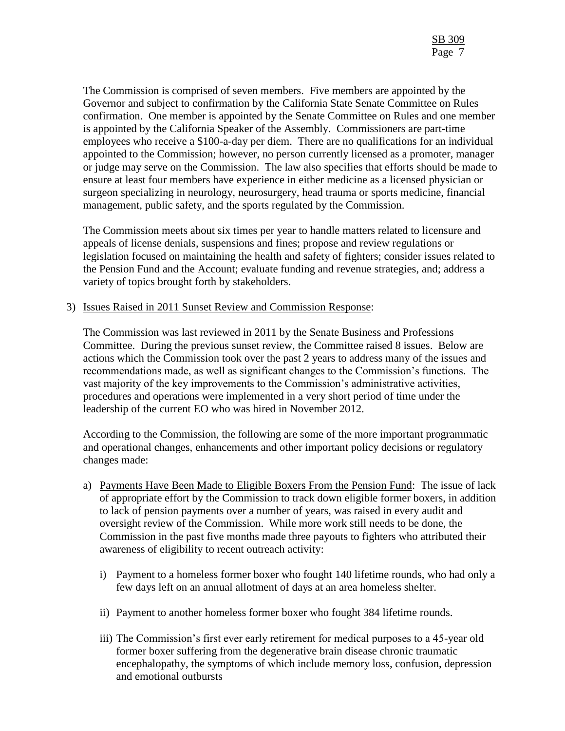The Commission is comprised of seven members. Five members are appointed by the Governor and subject to confirmation by the California State Senate Committee on Rules confirmation. One member is appointed by the Senate Committee on Rules and one member is appointed by the California Speaker of the Assembly. Commissioners are part-time employees who receive a $100-a-day per diem. There are no qualifications for an individual appointed to the Commission; however, no person currently licensed as a promoter, manager or judge may serve on the Commission. The law also specifies that efforts should be made to ensure at least four members have experience in either medicine as a licensed physician or surgeon specializing in neurology, neurosurgery, head trauma or sports medicine, financial management, public safety, and the sports regulated by the Commission.

The Commission meets about six times per year to handle matters related to licensure and appeals of license denials, suspensions and fines; propose and review regulations or legislation focused on maintaining the health and safety of fighters; consider issues related to the Pension Fund and the Account; evaluate funding and revenue strategies, and; address a variety of topics brought forth by stakeholders.

3) Issues Raised in 2011 Sunset Review and Commission Response:

The Commission was last reviewed in 2011 by the Senate Business and Professions Committee. During the previous sunset review, the Committee raised 8 issues. Below are actions which the Commission took over the past 2 years to address many of the issues and recommendations made, as well as significant changes to the Commission's functions. The vast majority of the key improvements to the Commission's administrative activities, procedures and operations were implemented in a very short period of time under the leadership of the current EO who was hired in November 2012.

According to the Commission, the following are some of the more important programmatic and operational changes, enhancements and other important policy decisions or regulatory changes made:

a) Payments Have Been Made to Eligible Boxers From the Pension Fund: The issue of lack of appropriate effort by the Commission to track down eligible former boxers, in addition to lack of pension payments over a number of years, was raised in every audit and oversight review of the Commission. While more work still needs to be done, the Commission in the past five months made three payouts to fighters who attributed their awareness of eligibility to recent outreach activity:

   i) Payment to a homeless former boxer who fought 140 lifetime rounds, who had only a few days left on an annual allotment of days at an area homeless shelter.

   ii) Payment to another homeless former boxer who fought 384 lifetime rounds.

   iii) The Commission's first ever early retirement for medical purposes to a 45-year old former boxer suffering from the degenerative brain disease chronic traumatic encephalopathy, the symptoms of which include memory loss, confusion, depression and emotional outbursts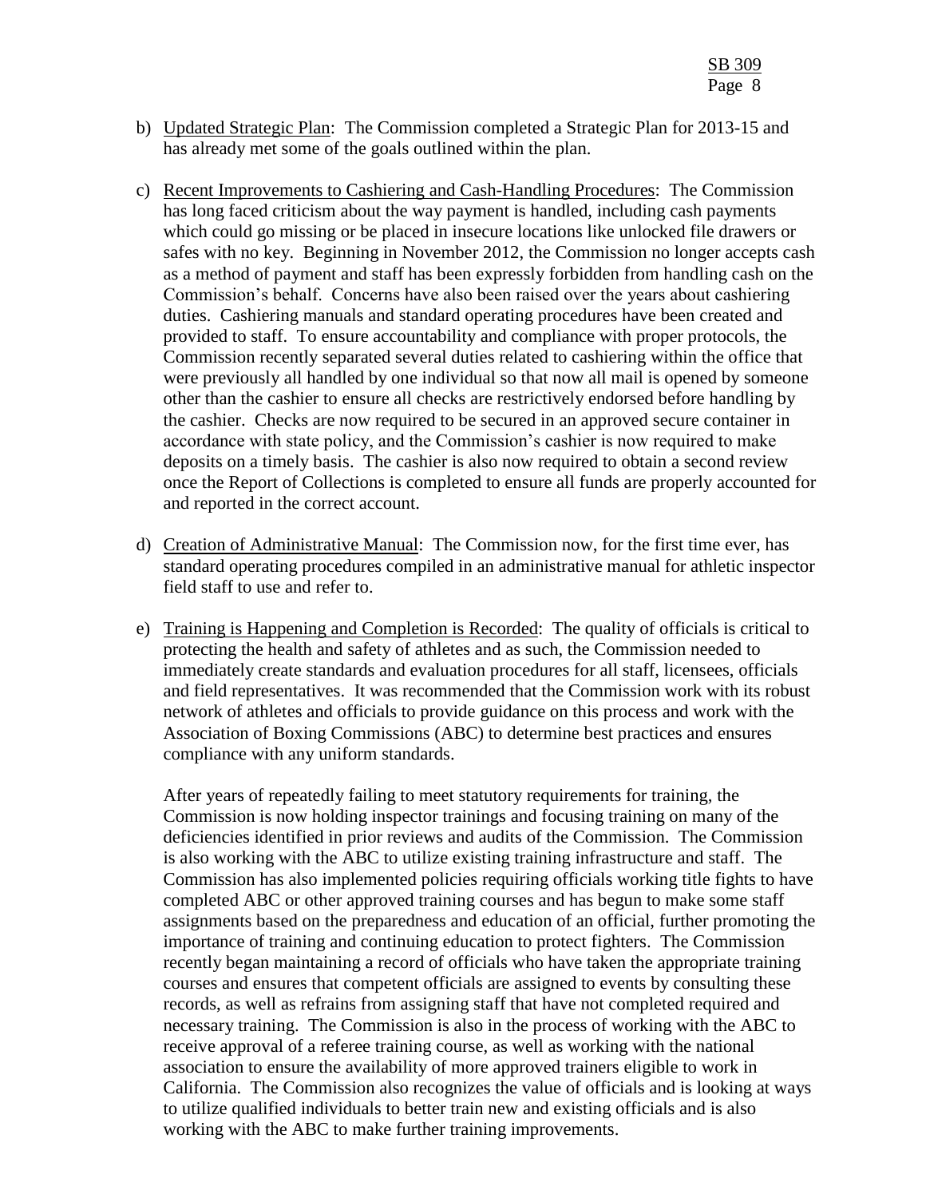b) Updated Strategic Plan: The Commission completed a Strategic Plan for 2013-15 and has already met some of the goals outlined within the plan.

c) Recent Improvements to Cashiering and Cash-Handling Procedures: The Commission has long faced criticism about the way payment is handled, including cash payments which could go missing or be placed in insecure locations like unlocked file drawers or safes with no key. Beginning in November 2012, the Commission no longer accepts cash as a method of payment and staff has been expressly forbidden from handling cash on the Commission's behalf. Concerns have also been raised over the years about cashiering duties. Cashiering manuals and standard operating procedures have been created and provided to staff. To ensure accountability and compliance with proper protocols, the Commission recently separated several duties related to cashiering within the office that were previously all handled by one individual so that now all mail is opened by someone other than the cashier to ensure all checks are restrictively endorsed before handling by the cashier. Checks are now required to be secured in an approved secure container in accordance with state policy, and the Commission's cashier is now required to make deposits on a timely basis. The cashier is also now required to obtain a second review once the Report of Collections is completed to ensure all funds are properly accounted for and reported in the correct account.

d) Creation of Administrative Manual: The Commission now, for the first time ever, has standard operating procedures compiled in an administrative manual for athletic inspector field staff to use and refer to.

e) Training is Happening and Completion is Recorded: The quality of officials is critical to protecting the health and safety of athletes and as such, the Commission needed to immediately create standards and evaluation procedures for all staff, licensees, officials and field representatives. It was recommended that the Commission work with its robust network of athletes and officials to provide guidance on this process and work with the Association of Boxing Commissions (ABC) to determine best practices and ensures compliance with any uniform standards.

   After years of repeatedly failing to meet statutory requirements for training, the Commission is now holding inspector trainings and focusing training on many of the deficiencies identified in prior reviews and audits of the Commission. The Commission is also working with the ABC to utilize existing training infrastructure and staff. The Commission has also implemented policies requiring officials working title fights to have completed ABC or other approved training courses and has begun to make some staff assignments based on the preparedness and education of an official, further promoting the importance of training and continuing education to protect fighters. The Commission recently began maintaining a record of officials who have taken the appropriate training courses and ensures that competent officials are assigned to events by consulting these records, as well as refrains from assigning staff that have not completed required and necessary training. The Commission is also in the process of working with the ABC to receive approval of a referee training course, as well as working with the national association to ensure the availability of more approved trainers eligible to work in California. The Commission also recognizes the value of officials and is looking at ways to utilize qualified individuals to better train new and existing officials and is also working with the ABC to make further training improvements.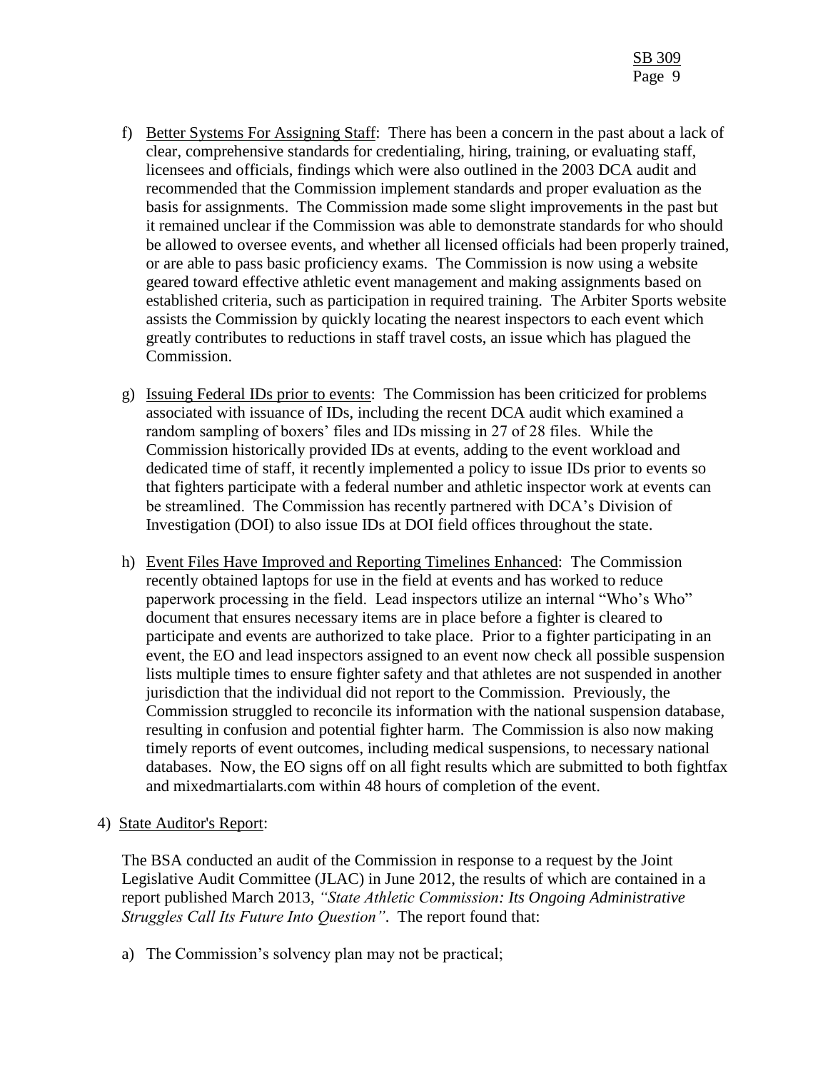f) <u>Better Systems For Assigning Staff</u>: There has been a concern in the past about a lack of clear, comprehensive standards for credentialing, hiring, training, or evaluating staff, licensees and officials, findings which were also outlined in the 2003 DCA audit and recommended that the Commission implement standards and proper evaluation as the basis for assignments. The Commission made some slight improvements in the past but it remained unclear if the Commission was able to demonstrate standards for who should be allowed to oversee events, and whether all licensed officials had been properly trained, or are able to pass basic proficiency exams. The Commission is now using a website geared toward effective athletic event management and making assignments based on established criteria, such as participation in required training. The Arbiter Sports website assists the Commission by quickly locating the nearest inspectors to each event which greatly contributes to reductions in staff travel costs, an issue which has plagued the Commission.

g) <u>Issuing Federal IDs prior to events</u>: The Commission has been criticized for problems associated with issuance of IDs, including the recent DCA audit which examined a random sampling of boxers' files and IDs missing in 27 of 28 files. While the Commission historically provided IDs at events, adding to the event workload and dedicated time of staff, it recently implemented a policy to issue IDs prior to events so that fighters participate with a federal number and athletic inspector work at events can be streamlined. The Commission has recently partnered with DCA's Division of Investigation (DOI) to also issue IDs at DOI field offices throughout the state.

h) <u>Event Files Have Improved and Reporting Timelines Enhanced</u>: The Commission recently obtained laptops for use in the field at events and has worked to reduce paperwork processing in the field. Lead inspectors utilize an internal "Who's Who" document that ensures necessary items are in place before a fighter is cleared to participate and events are authorized to take place. Prior to a fighter participating in an event, the EO and lead inspectors assigned to an event now check all possible suspension lists multiple times to ensure fighter safety and that athletes are not suspended in another jurisdiction that the individual did not report to the Commission. Previously, the Commission struggled to reconcile its information with the national suspension database, resulting in confusion and potential fighter harm. The Commission is also now making timely reports of event outcomes, including medical suspensions, to necessary national databases. Now, the EO signs off on all fight results which are submitted to both fightfax and mixedmartialarts.com within 48 hours of completion of the event.

4) <u>State Auditor's Report</u>:

The BSA conducted an audit of the Commission in response to a request by the Joint Legislative Audit Committee (JLAC) in June 2012, the results of which are contained in a report published March 2013, *"State Athletic Commission: Its Ongoing Administrative Struggles Call Its Future Into Question"*. The report found that:

a) The Commission's solvency plan may not be practical;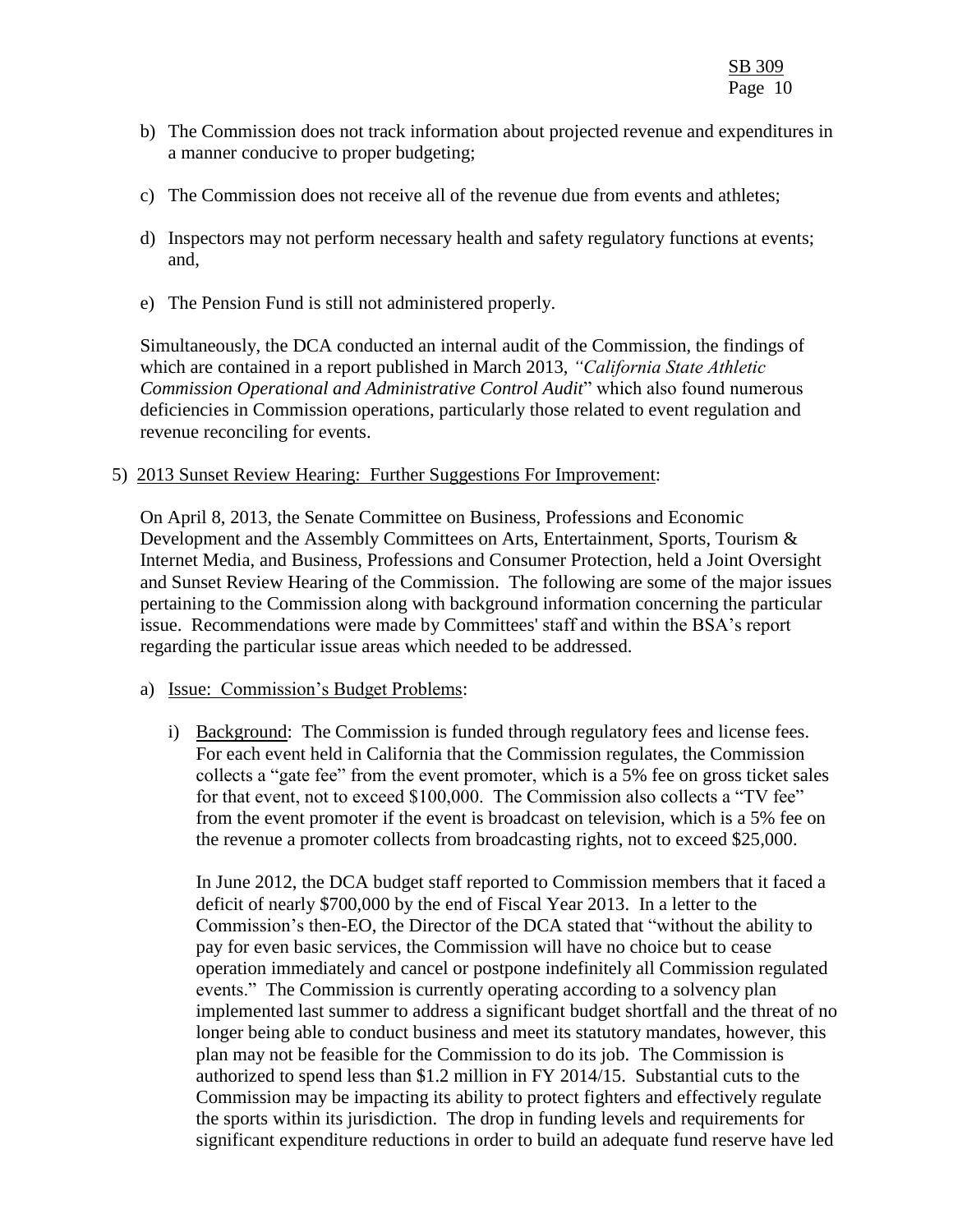b) The Commission does not track information about projected revenue and expenditures in a manner conducive to proper budgeting;

c) The Commission does not receive all of the revenue due from events and athletes;

d) Inspectors may not perform necessary health and safety regulatory functions at events; and,

e) The Pension Fund is still not administered properly.

Simultaneously, the DCA conducted an internal audit of the Commission, the findings of which are contained in a report published in March 2013, *"California State Athletic Commission Operational and Administrative Control Audit*" which also found numerous deficiencies in Commission operations, particularly those related to event regulation and revenue reconciling for events.

5) 2013 Sunset Review Hearing: Further Suggestions For Improvement:

On April 8, 2013, the Senate Committee on Business, Professions and Economic Development and the Assembly Committees on Arts, Entertainment, Sports, Tourism & Internet Media, and Business, Professions and Consumer Protection, held a Joint Oversight and Sunset Review Hearing of the Commission. The following are some of the major issues pertaining to the Commission along with background information concerning the particular issue. Recommendations were made by Committees' staff and within the BSA's report regarding the particular issue areas which needed to be addressed.

a) Issue: Commission's Budget Problems:

i) Background: The Commission is funded through regulatory fees and license fees. For each event held in California that the Commission regulates, the Commission collects a "gate fee" from the event promoter, which is a 5% fee on gross ticket sales for that event, not to exceed $100,000. The Commission also collects a "TV fee" from the event promoter if the event is broadcast on television, which is a 5% fee on the revenue a promoter collects from broadcasting rights, not to exceed $25,000.

In June 2012, the DCA budget staff reported to Commission members that it faced a deficit of nearly $700,000 by the end of Fiscal Year 2013. In a letter to the Commission's then-EO, the Director of the DCA stated that "without the ability to pay for even basic services, the Commission will have no choice but to cease operation immediately and cancel or postpone indefinitely all Commission regulated events." The Commission is currently operating according to a solvency plan implemented last summer to address a significant budget shortfall and the threat of no longer being able to conduct business and meet its statutory mandates, however, this plan may not be feasible for the Commission to do its job. The Commission is authorized to spend less than $1.2 million in FY 2014/15. Substantial cuts to the Commission may be impacting its ability to protect fighters and effectively regulate the sports within its jurisdiction. The drop in funding levels and requirements for significant expenditure reductions in order to build an adequate fund reserve have led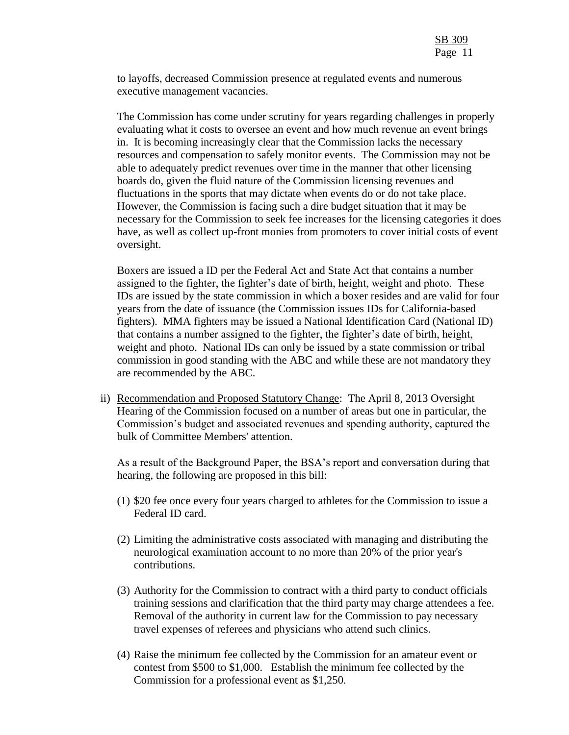to layoffs, decreased Commission presence at regulated events and numerous executive management vacancies.

The Commission has come under scrutiny for years regarding challenges in properly evaluating what it costs to oversee an event and how much revenue an event brings in. It is becoming increasingly clear that the Commission lacks the necessary resources and compensation to safely monitor events. The Commission may not be able to adequately predict revenues over time in the manner that other licensing boards do, given the fluid nature of the Commission licensing revenues and fluctuations in the sports that may dictate when events do or do not take place. However, the Commission is facing such a dire budget situation that it may be necessary for the Commission to seek fee increases for the licensing categories it does have, as well as collect up-front monies from promoters to cover initial costs of event oversight.

Boxers are issued a ID per the Federal Act and State Act that contains a number assigned to the fighter, the fighter's date of birth, height, weight and photo. These IDs are issued by the state commission in which a boxer resides and are valid for four years from the date of issuance (the Commission issues IDs for California-based fighters). MMA fighters may be issued a National Identification Card (National ID) that contains a number assigned to the fighter, the fighter's date of birth, height, weight and photo. National IDs can only be issued by a state commission or tribal commission in good standing with the ABC and while these are not mandatory they are recommended by the ABC.

ii) Recommendation and Proposed Statutory Change: The April 8, 2013 Oversight Hearing of the Commission focused on a number of areas but one in particular, the Commission's budget and associated revenues and spending authority, captured the bulk of Committee Members' attention.

As a result of the Background Paper, the BSA's report and conversation during that hearing, the following are proposed in this bill:

(1) $20 fee once every four years charged to athletes for the Commission to issue a Federal ID card.

(2) Limiting the administrative costs associated with managing and distributing the neurological examination account to no more than 20% of the prior year's contributions.

(3) Authority for the Commission to contract with a third party to conduct officials training sessions and clarification that the third party may charge attendees a fee. Removal of the authority in current law for the Commission to pay necessary travel expenses of referees and physicians who attend such clinics.

(4) Raise the minimum fee collected by the Commission for an amateur event or contest from $500 to $1,000. Establish the minimum fee collected by the Commission for a professional event as $1,250.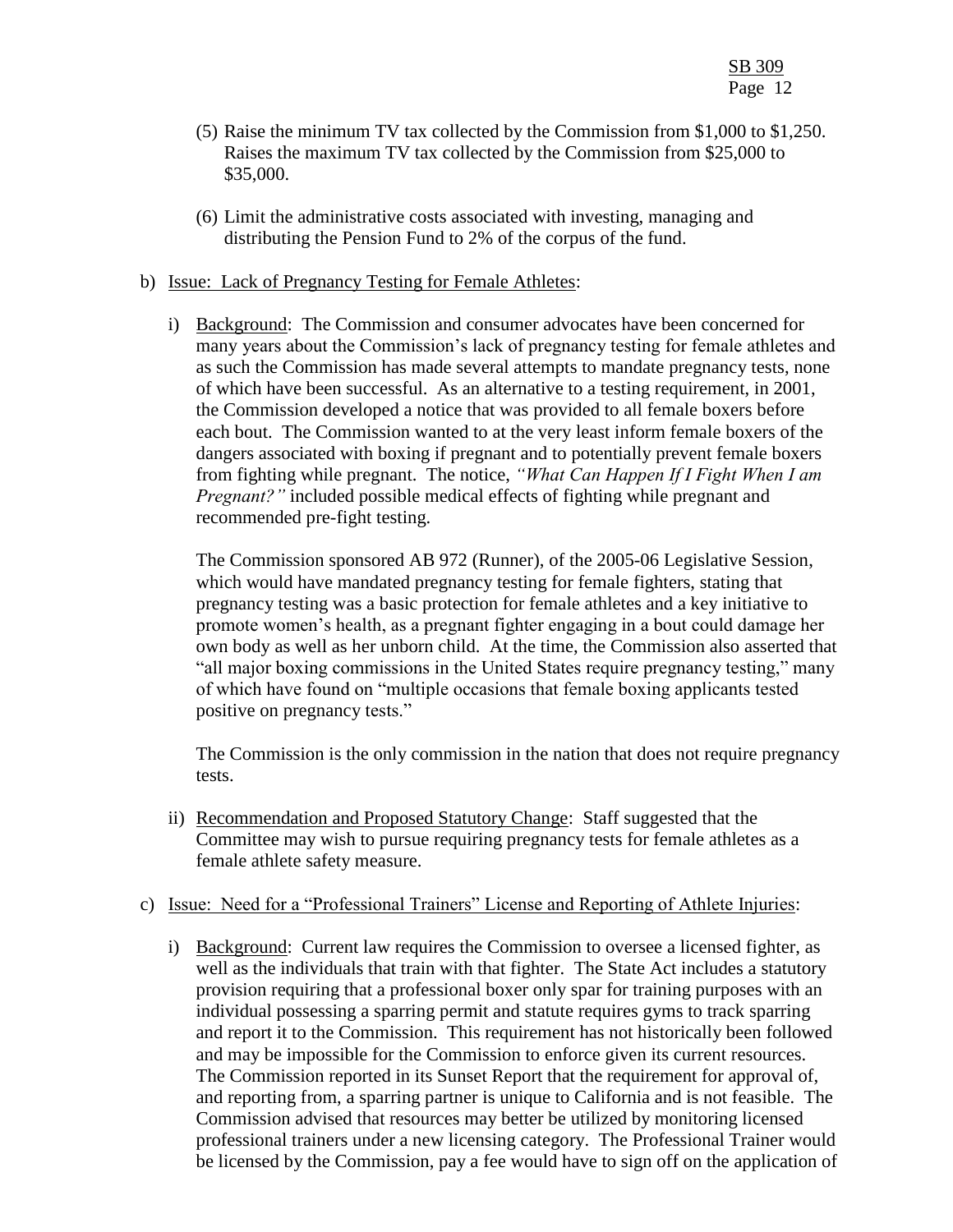(5) Raise the minimum TV tax collected by the Commission from $1,000 to $1,250. Raises the maximum TV tax collected by the Commission from $25,000 to $35,000.

(6) Limit the administrative costs associated with investing, managing and distributing the Pension Fund to 2% of the corpus of the fund.

b) Issue: Lack of Pregnancy Testing for Female Athletes:

i) Background: The Commission and consumer advocates have been concerned for many years about the Commission's lack of pregnancy testing for female athletes and as such the Commission has made several attempts to mandate pregnancy tests, none of which have been successful. As an alternative to a testing requirement, in 2001, the Commission developed a notice that was provided to all female boxers before each bout. The Commission wanted to at the very least inform female boxers of the dangers associated with boxing if pregnant and to potentially prevent female boxers from fighting while pregnant. The notice, *"What Can Happen If I Fight When I am Pregnant?"* included possible medical effects of fighting while pregnant and recommended pre-fight testing.

The Commission sponsored AB 972 (Runner), of the 2005-06 Legislative Session, which would have mandated pregnancy testing for female fighters, stating that pregnancy testing was a basic protection for female athletes and a key initiative to promote women's health, as a pregnant fighter engaging in a bout could damage her own body as well as her unborn child. At the time, the Commission also asserted that "all major boxing commissions in the United States require pregnancy testing," many of which have found on "multiple occasions that female boxing applicants tested positive on pregnancy tests."

The Commission is the only commission in the nation that does not require pregnancy tests.

ii) Recommendation and Proposed Statutory Change: Staff suggested that the Committee may wish to pursue requiring pregnancy tests for female athletes as a female athlete safety measure.

c) Issue: Need for a "Professional Trainers" License and Reporting of Athlete Injuries:

i) Background: Current law requires the Commission to oversee a licensed fighter, as well as the individuals that train with that fighter. The State Act includes a statutory provision requiring that a professional boxer only spar for training purposes with an individual possessing a sparring permit and statute requires gyms to track sparring and report it to the Commission. This requirement has not historically been followed and may be impossible for the Commission to enforce given its current resources. The Commission reported in its Sunset Report that the requirement for approval of, and reporting from, a sparring partner is unique to California and is not feasible. The Commission advised that resources may better be utilized by monitoring licensed professional trainers under a new licensing category. The Professional Trainer would be licensed by the Commission, pay a fee would have to sign off on the application of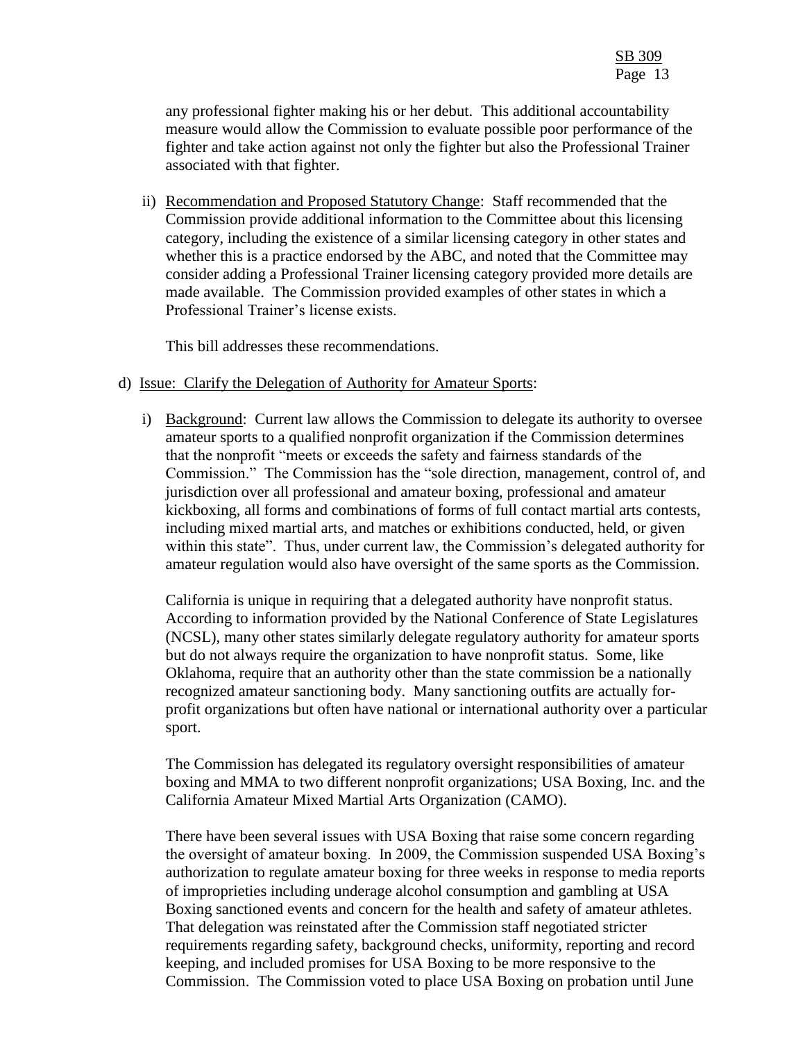any professional fighter making his or her debut. This additional accountability measure would allow the Commission to evaluate possible poor performance of the fighter and take action against not only the fighter but also the Professional Trainer associated with that fighter.

ii) Recommendation and Proposed Statutory Change: Staff recommended that the Commission provide additional information to the Committee about this licensing category, including the existence of a similar licensing category in other states and whether this is a practice endorsed by the ABC, and noted that the Committee may consider adding a Professional Trainer licensing category provided more details are made available. The Commission provided examples of other states in which a Professional Trainer's license exists.

This bill addresses these recommendations.

d) Issue: Clarify the Delegation of Authority for Amateur Sports:

i) Background: Current law allows the Commission to delegate its authority to oversee amateur sports to a qualified nonprofit organization if the Commission determines that the nonprofit "meets or exceeds the safety and fairness standards of the Commission." The Commission has the "sole direction, management, control of, and jurisdiction over all professional and amateur boxing, professional and amateur kickboxing, all forms and combinations of forms of full contact martial arts contests, including mixed martial arts, and matches or exhibitions conducted, held, or given within this state". Thus, under current law, the Commission's delegated authority for amateur regulation would also have oversight of the same sports as the Commission.

California is unique in requiring that a delegated authority have nonprofit status. According to information provided by the National Conference of State Legislatures (NCSL), many other states similarly delegate regulatory authority for amateur sports but do not always require the organization to have nonprofit status. Some, like Oklahoma, require that an authority other than the state commission be a nationally recognized amateur sanctioning body. Many sanctioning outfits are actually for-profit organizations but often have national or international authority over a particular sport.

The Commission has delegated its regulatory oversight responsibilities of amateur boxing and MMA to two different nonprofit organizations; USA Boxing, Inc. and the California Amateur Mixed Martial Arts Organization (CAMO).

There have been several issues with USA Boxing that raise some concern regarding the oversight of amateur boxing. In 2009, the Commission suspended USA Boxing's authorization to regulate amateur boxing for three weeks in response to media reports of improprieties including underage alcohol consumption and gambling at USA Boxing sanctioned events and concern for the health and safety of amateur athletes. That delegation was reinstated after the Commission staff negotiated stricter requirements regarding safety, background checks, uniformity, reporting and record keeping, and included promises for USA Boxing to be more responsive to the Commission. The Commission voted to place USA Boxing on probation until June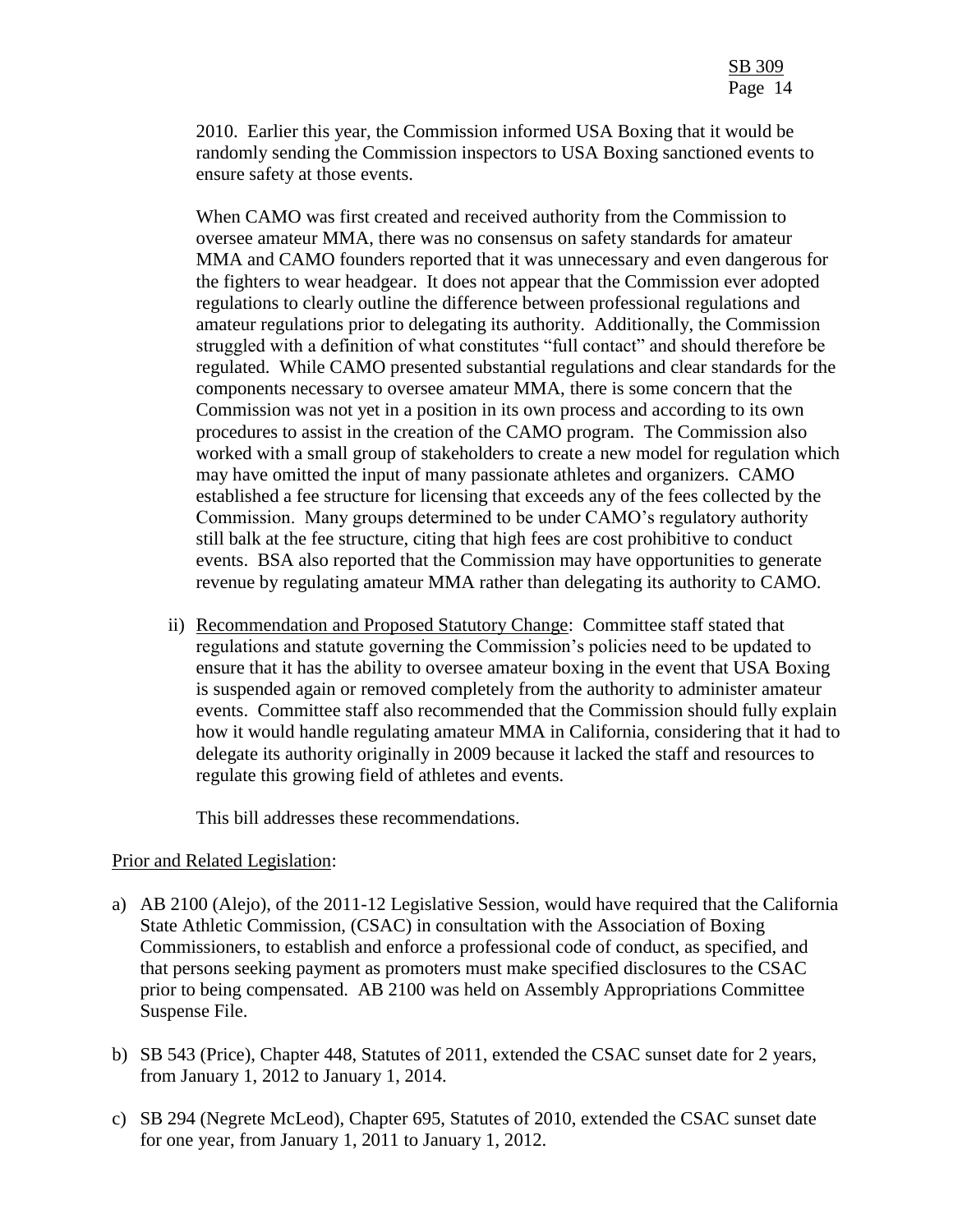2010. Earlier this year, the Commission informed USA Boxing that it would be randomly sending the Commission inspectors to USA Boxing sanctioned events to ensure safety at those events.

When CAMO was first created and received authority from the Commission to oversee amateur MMA, there was no consensus on safety standards for amateur MMA and CAMO founders reported that it was unnecessary and even dangerous for the fighters to wear headgear. It does not appear that the Commission ever adopted regulations to clearly outline the difference between professional regulations and amateur regulations prior to delegating its authority. Additionally, the Commission struggled with a definition of what constitutes "full contact" and should therefore be regulated. While CAMO presented substantial regulations and clear standards for the components necessary to oversee amateur MMA, there is some concern that the Commission was not yet in a position in its own process and according to its own procedures to assist in the creation of the CAMO program. The Commission also worked with a small group of stakeholders to create a new model for regulation which may have omitted the input of many passionate athletes and organizers. CAMO established a fee structure for licensing that exceeds any of the fees collected by the Commission. Many groups determined to be under CAMO's regulatory authority still balk at the fee structure, citing that high fees are cost prohibitive to conduct events. BSA also reported that the Commission may have opportunities to generate revenue by regulating amateur MMA rather than delegating its authority to CAMO.

ii) Recommendation and Proposed Statutory Change: Committee staff stated that regulations and statute governing the Commission's policies need to be updated to ensure that it has the ability to oversee amateur boxing in the event that USA Boxing is suspended again or removed completely from the authority to administer amateur events. Committee staff also recommended that the Commission should fully explain how it would handle regulating amateur MMA in California, considering that it had to delegate its authority originally in 2009 because it lacked the staff and resources to regulate this growing field of athletes and events.

This bill addresses these recommendations.

Prior and Related Legislation:

a) AB 2100 (Alejo), of the 2011-12 Legislative Session, would have required that the California State Athletic Commission, (CSAC) in consultation with the Association of Boxing Commissioners, to establish and enforce a professional code of conduct, as specified, and that persons seeking payment as promoters must make specified disclosures to the CSAC prior to being compensated. AB 2100 was held on Assembly Appropriations Committee Suspense File.

b) SB 543 (Price), Chapter 448, Statutes of 2011, extended the CSAC sunset date for 2 years, from January 1, 2012 to January 1, 2014.

c) SB 294 (Negrete McLeod), Chapter 695, Statutes of 2010, extended the CSAC sunset date for one year, from January 1, 2011 to January 1, 2012.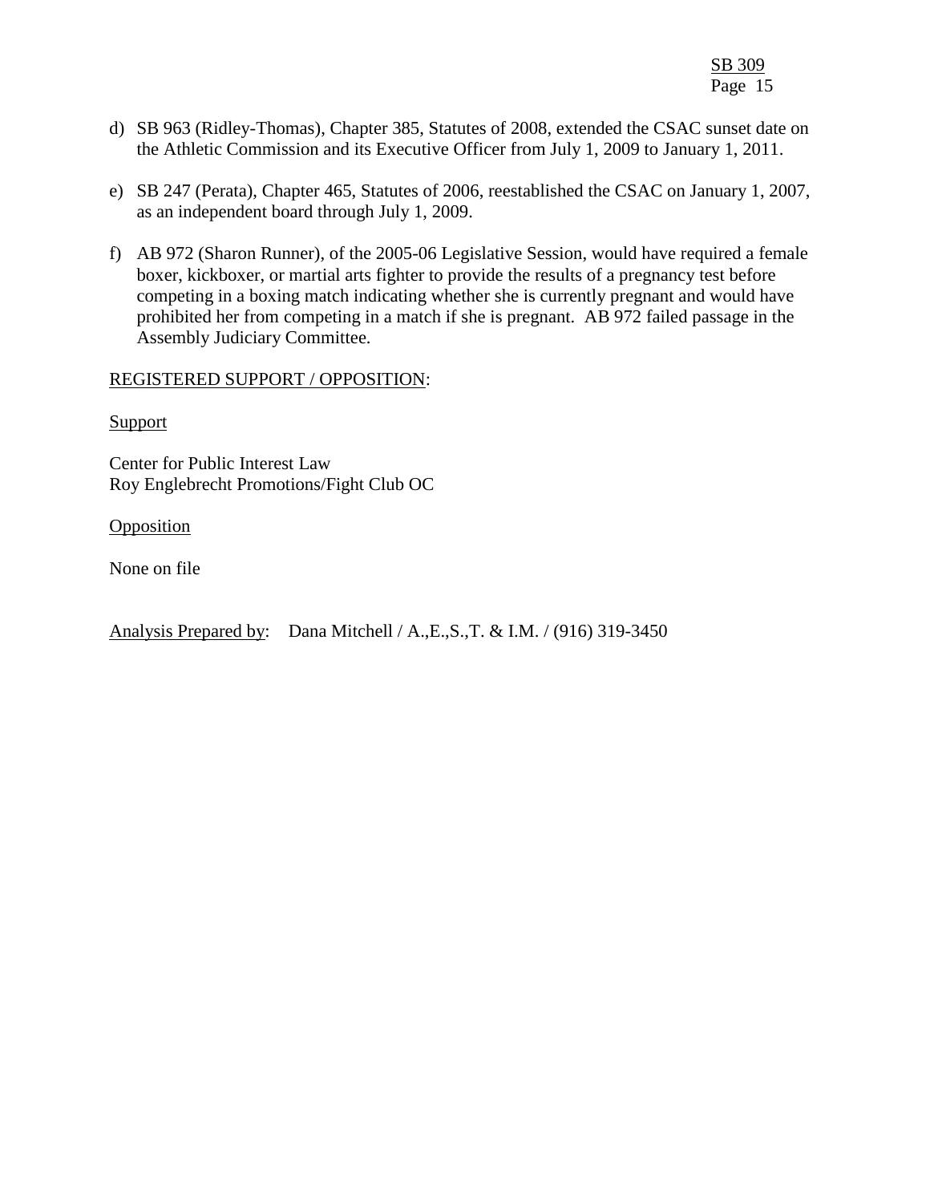d) SB 963 (Ridley-Thomas), Chapter 385, Statutes of 2008, extended the CSAC sunset date on the Athletic Commission and its Executive Officer from July 1, 2009 to January 1, 2011.

e) SB 247 (Perata), Chapter 465, Statutes of 2006, reestablished the CSAC on January 1, 2007, as an independent board through July 1, 2009.

f) AB 972 (Sharon Runner), of the 2005-06 Legislative Session, would have required a female boxer, kickboxer, or martial arts fighter to provide the results of a pregnancy test before competing in a boxing match indicating whether she is currently pregnant and would have prohibited her from competing in a match if she is pregnant. AB 972 failed passage in the Assembly Judiciary Committee.

REGISTERED SUPPORT / OPPOSITION:

Support

Center for Public Interest Law
Roy Englebrecht Promotions/Fight Club OC

Opposition

None on file

Analysis Prepared by: Dana Mitchell / A.,E.,S.,T. & I.M. / (916) 319-3450